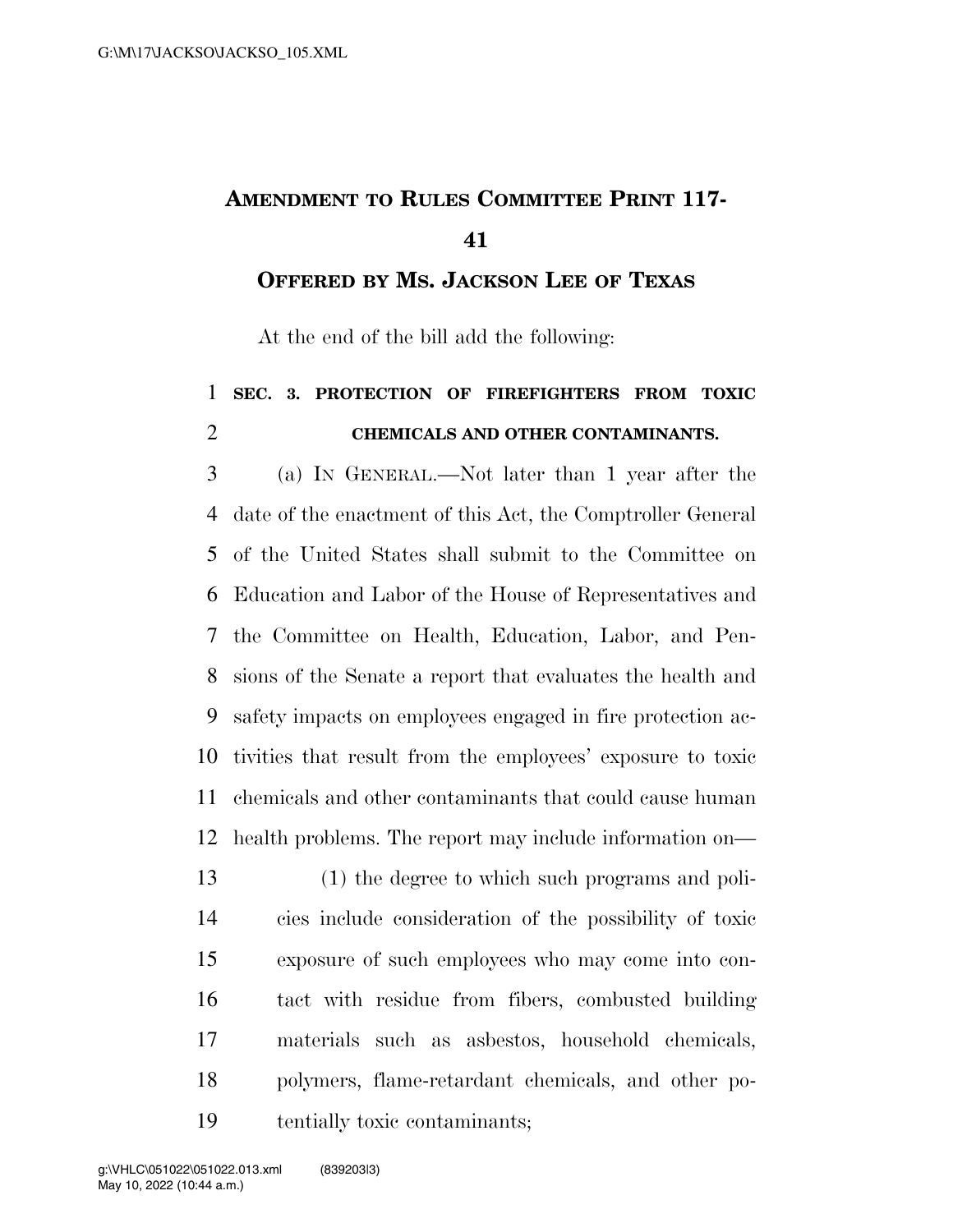# Amendment to Rules Committee Print 117-41

## Offered by Ms. Jackson Lee of Texas

At the end of the bill add the following:

**SEC. 3. PROTECTION OF FIREFIGHTERS FROM TOXIC CHEMICALS AND OTHER CONTAMINANTS.**

(a) IN GENERAL.—Not later than 1 year after the date of the enactment of this Act, the Comptroller General of the United States shall submit to the Committee on Education and Labor of the House of Representatives and the Committee on Health, Education, Labor, and Pensions of the Senate a report that evaluates the health and safety impacts on employees engaged in fire protection activities that result from the employees' exposure to toxic chemicals and other contaminants that could cause human health problems. The report may include information on—

(1) the degree to which such programs and policies include consideration of the possibility of toxic exposure of such employees who may come into contact with residue from fibers, combusted building materials such as asbestos, household chemicals, polymers, flame-retardant chemicals, and other potentially toxic contaminants;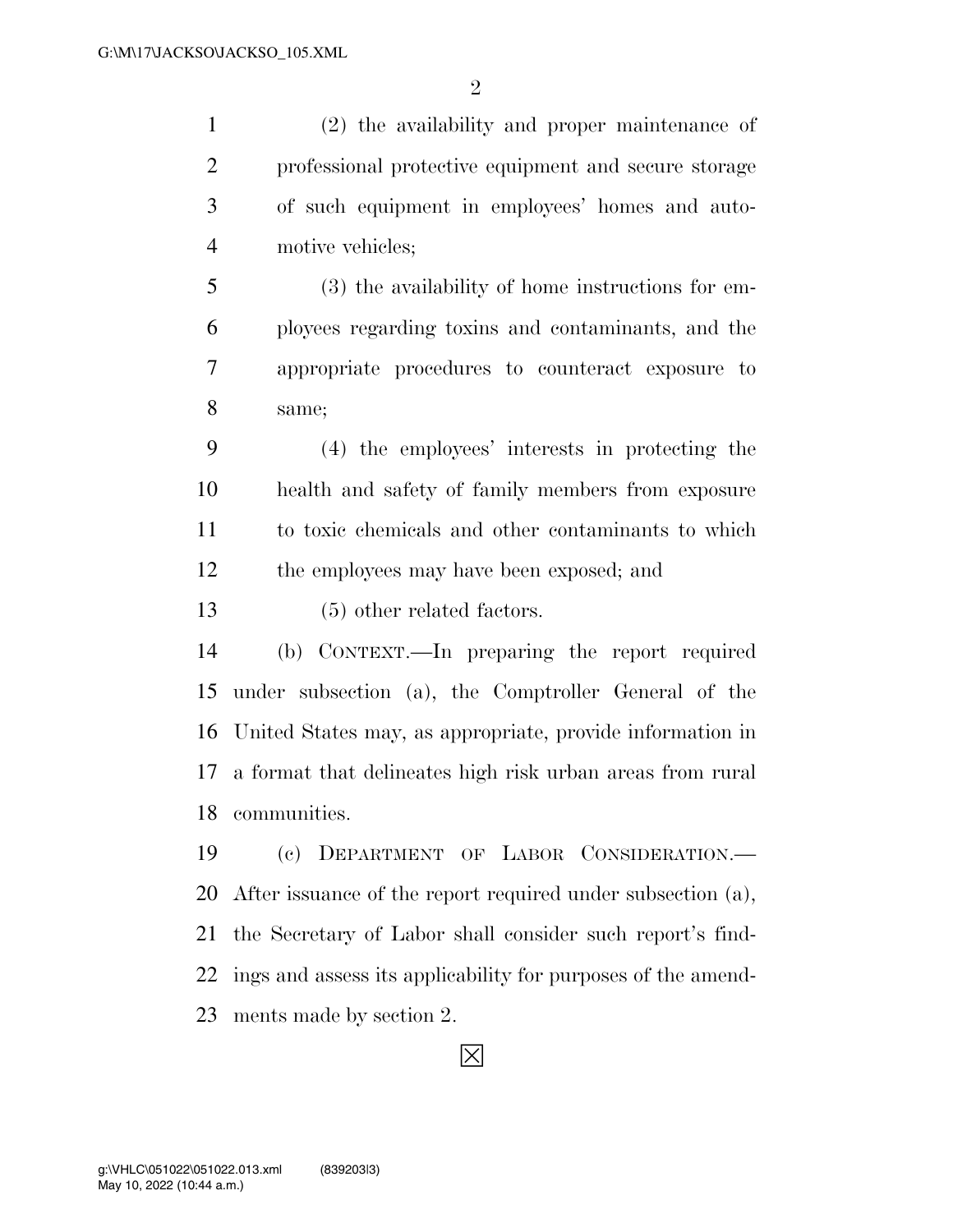(2) the availability and proper maintenance of professional protective equipment and secure storage of such equipment in employees' homes and automotive vehicles;

(3) the availability of home instructions for employees regarding toxins and contaminants, and the appropriate procedures to counteract exposure to same;

(4) the employees' interests in protecting the health and safety of family members from exposure to toxic chemicals and other contaminants to which the employees may have been exposed; and

(5) other related factors.

(b) CONTEXT.—In preparing the report required under subsection (a), the Comptroller General of the United States may, as appropriate, provide information in a format that delineates high risk urban areas from rural communities.

(c) DEPARTMENT OF LABOR CONSIDERATION.—After issuance of the report required under subsection (a), the Secretary of Labor shall consider such report's findings and assess its applicability for purposes of the amendments made by section 2.